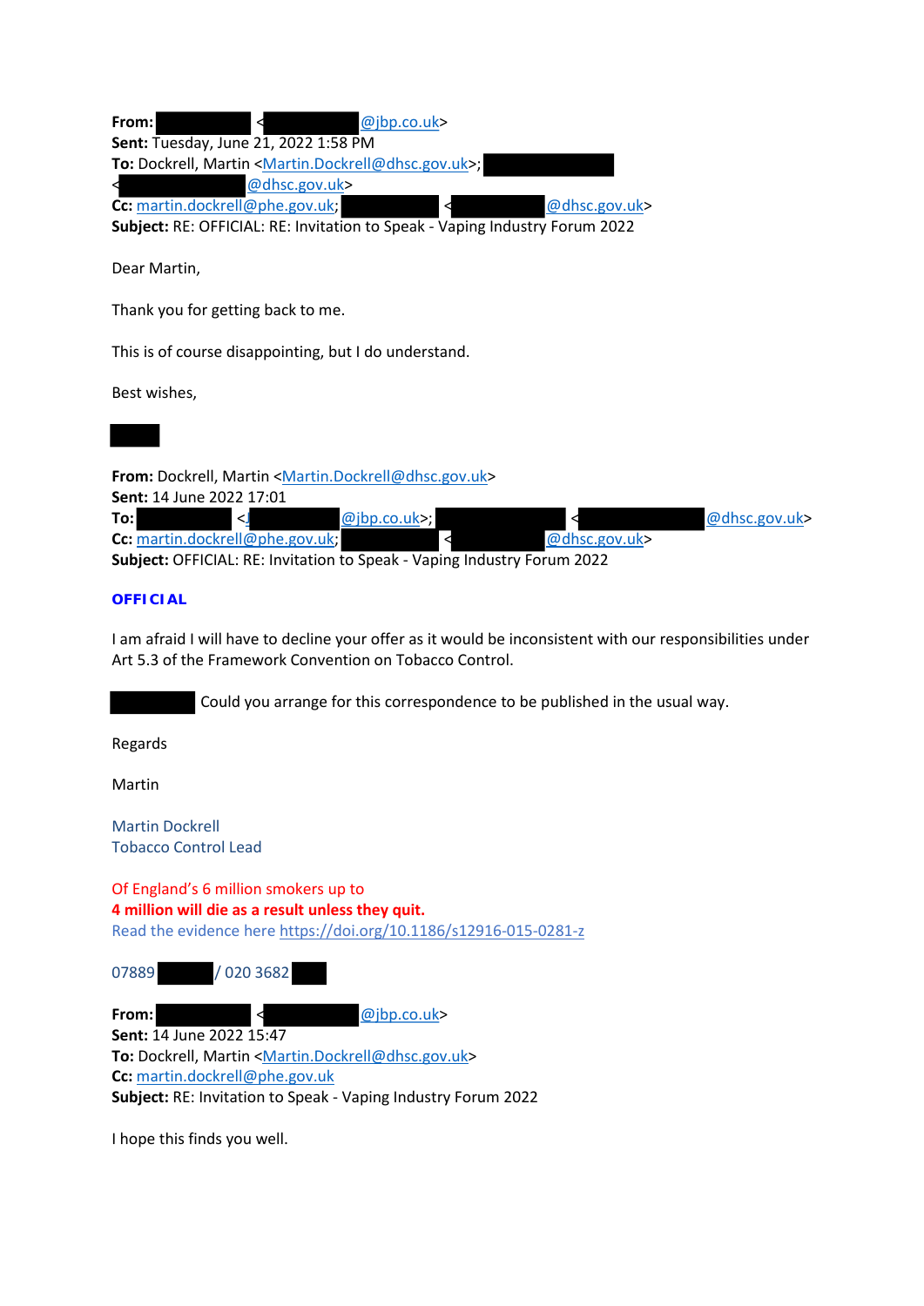**From:** ██████ <██████@jbp.co.uk>
**Sent:** Tuesday, June 21, 2022 1:58 PM
**To:** Dockrell, Martin <Martin.Dockrell@dhsc.gov.uk>; ██████ <██████@dhsc.gov.uk>
**Cc:** martin.dockrell@phe.gov.uk; ██████ <██████@dhsc.gov.uk>
**Subject:** RE: OFFICIAL: RE: Invitation to Speak - Vaping Industry Forum 2022

Dear Martin,

Thank you for getting back to me.

This is of course disappointing, but I do understand.

Best wishes,

██

**From:** Dockrell, Martin <Martin.Dockrell@dhsc.gov.uk>
**Sent:** 14 June 2022 17:01
**To:** ██████ <██████@jbp.co.uk>; ██████ <██████@dhsc.gov.uk>
**Cc:** martin.dockrell@phe.gov.uk; ██████ <██████@dhsc.gov.uk>
**Subject:** OFFICIAL: RE: Invitation to Speak - Vaping Industry Forum 2022

**OFFICIAL**

I am afraid I will have to decline your offer as it would be inconsistent with our responsibilities under Art 5.3 of the Framework Convention on Tobacco Control.

██████ Could you arrange for this correspondence to be published in the usual way.

Regards

Martin

Martin Dockrell
Tobacco Control Lead

Of England's 6 million smokers up to
**4 million will die as a result unless they quit.**
Read the evidence here https://doi.org/10.1186/s12916-015-0281-z

07889██████ / 020 3682██

**From:** ██████ <██████@jbp.co.uk>
**Sent:** 14 June 2022 15:47
**To:** Dockrell, Martin <Martin.Dockrell@dhsc.gov.uk>
**Cc:** martin.dockrell@phe.gov.uk
**Subject:** RE: Invitation to Speak - Vaping Industry Forum 2022

I hope this finds you well.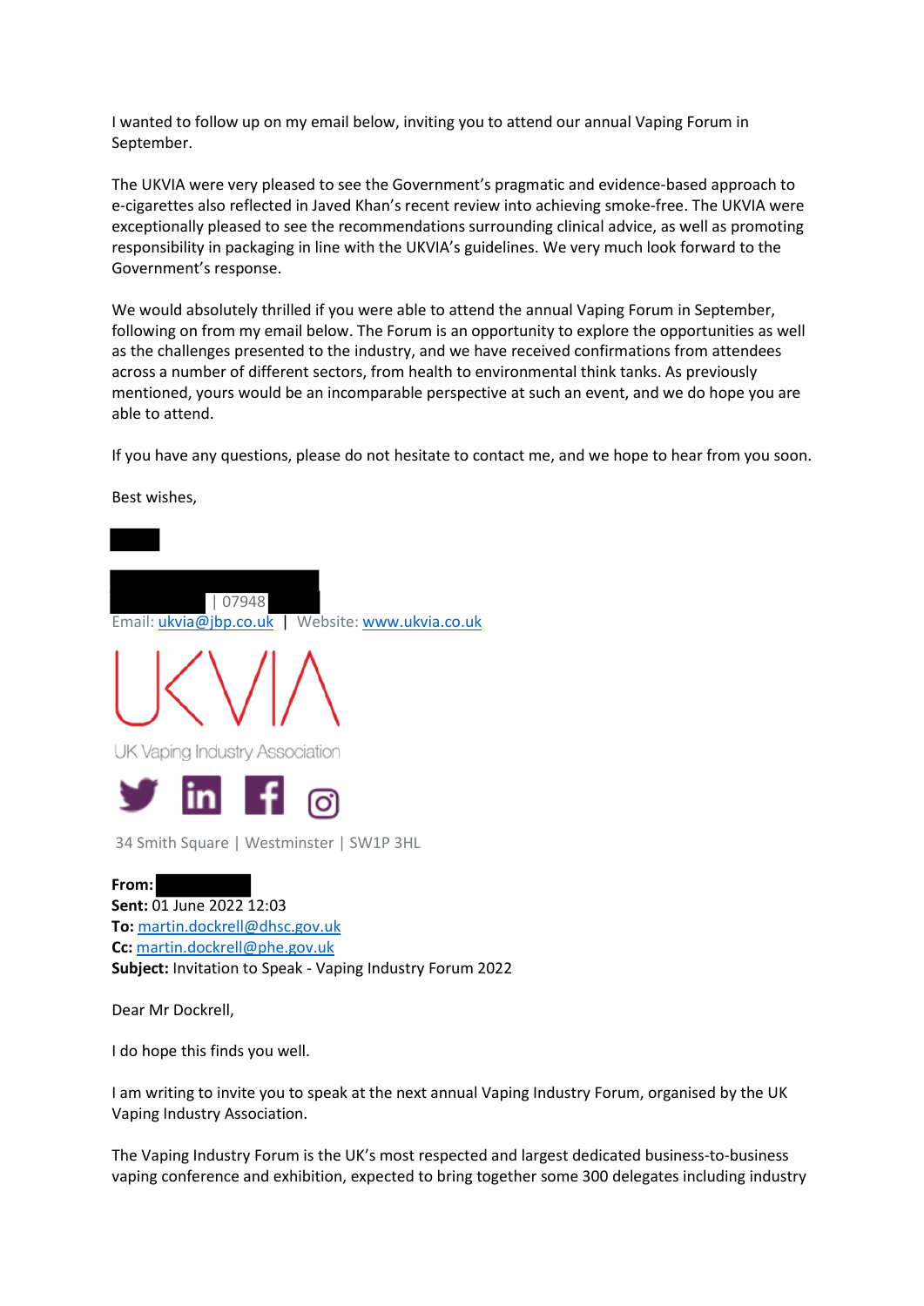I wanted to follow up on my email below, inviting you to attend our annual Vaping Forum in September.

The UKVIA were very pleased to see the Government's pragmatic and evidence-based approach to e-cigarettes also reflected in Javed Khan's recent review into achieving smoke-free. The UKVIA were exceptionally pleased to see the recommendations surrounding clinical advice, as well as promoting responsibility in packaging in line with the UKVIA's guidelines. We very much look forward to the Government's response.

We would absolutely thrilled if you were able to attend the annual Vaping Forum in September, following on from my email below. The Forum is an opportunity to explore the opportunities as well as the challenges presented to the industry, and we have received confirmations from attendees across a number of different sectors, from health to environmental think tanks. As previously mentioned, yours would be an incomparable perspective at such an event, and we do hope you are able to attend.

If you have any questions, please do not hesitate to contact me, and we hope to hear from you soon.

Best wishes,

| 07948

Email: ukvia@jbp.co.uk | Website: www.ukvia.co.uk

UKVIA

UK Vaping Industry Association

34 Smith Square | Westminster | SW1P 3HL

**From:**
**Sent:** 01 June 2022 12:03
**To:** martin.dockrell@dhsc.gov.uk
**Cc:** martin.dockrell@phe.gov.uk
**Subject:** Invitation to Speak - Vaping Industry Forum 2022

Dear Mr Dockrell,

I do hope this finds you well.

I am writing to invite you to speak at the next annual Vaping Industry Forum, organised by the UK Vaping Industry Association.

The Vaping Industry Forum is the UK's most respected and largest dedicated business-to-business vaping conference and exhibition, expected to bring together some 300 delegates including industry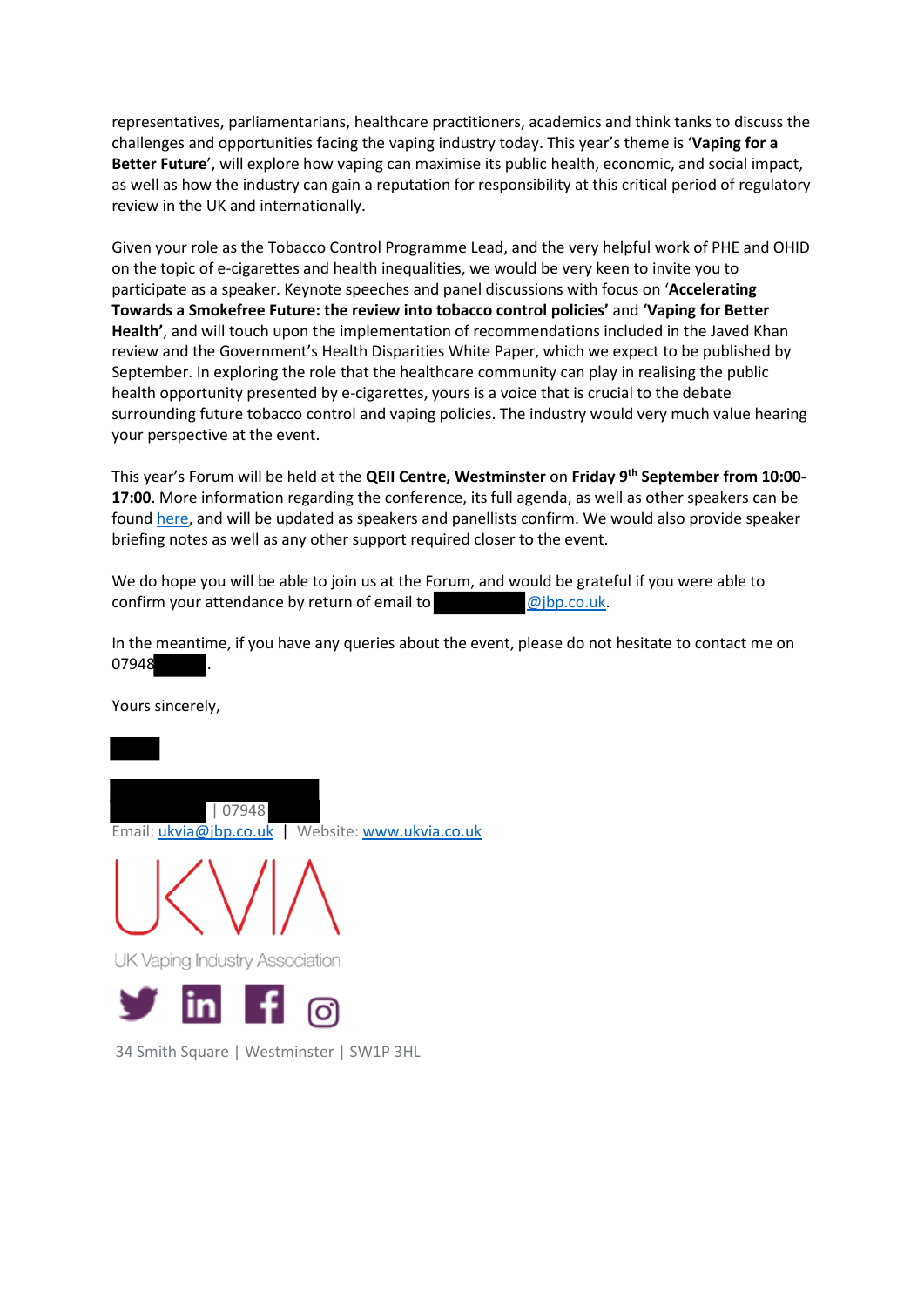representatives, parliamentarians, healthcare practitioners, academics and think tanks to discuss the challenges and opportunities facing the vaping industry today. This year's theme is '**Vaping for a Better Future**', will explore how vaping can maximise its public health, economic, and social impact, as well as how the industry can gain a reputation for responsibility at this critical period of regulatory review in the UK and internationally.

Given your role as the Tobacco Control Programme Lead, and the very helpful work of PHE and OHID on the topic of e-cigarettes and health inequalities, we would be very keen to invite you to participate as a speaker. Keynote speeches and panel discussions with focus on '**Accelerating Towards a Smokefree Future: the review into tobacco control policies'** and **'Vaping for Better Health'**, and will touch upon the implementation of recommendations included in the Javed Khan review and the Government's Health Disparities White Paper, which we expect to be published by September. In exploring the role that the healthcare community can play in realising the public health opportunity presented by e-cigarettes, yours is a voice that is crucial to the debate surrounding future tobacco control and vaping policies. The industry would very much value hearing your perspective at the event.

This year's Forum will be held at the **QEII Centre, Westminster** on **Friday 9th September from 10:00-17:00**. More information regarding the conference, its full agenda, as well as other speakers can be found here, and will be updated as speakers and panellists confirm. We would also provide speaker briefing notes as well as any other support required closer to the event.

We do hope you will be able to join us at the Forum, and would be grateful if you were able to confirm your attendance by return of email to [redacted]@jbp.co.uk.

In the meantime, if you have any queries about the event, please do not hesitate to contact me on 07948[redacted].

Yours sincerely,

[redacted]

[redacted] | 07948[redacted]

Email: ukvia@jbp.co.uk | Website: www.ukvia.co.uk

UKVIA

UK Vaping Industry Association

34 Smith Square | Westminster | SW1P 3HL